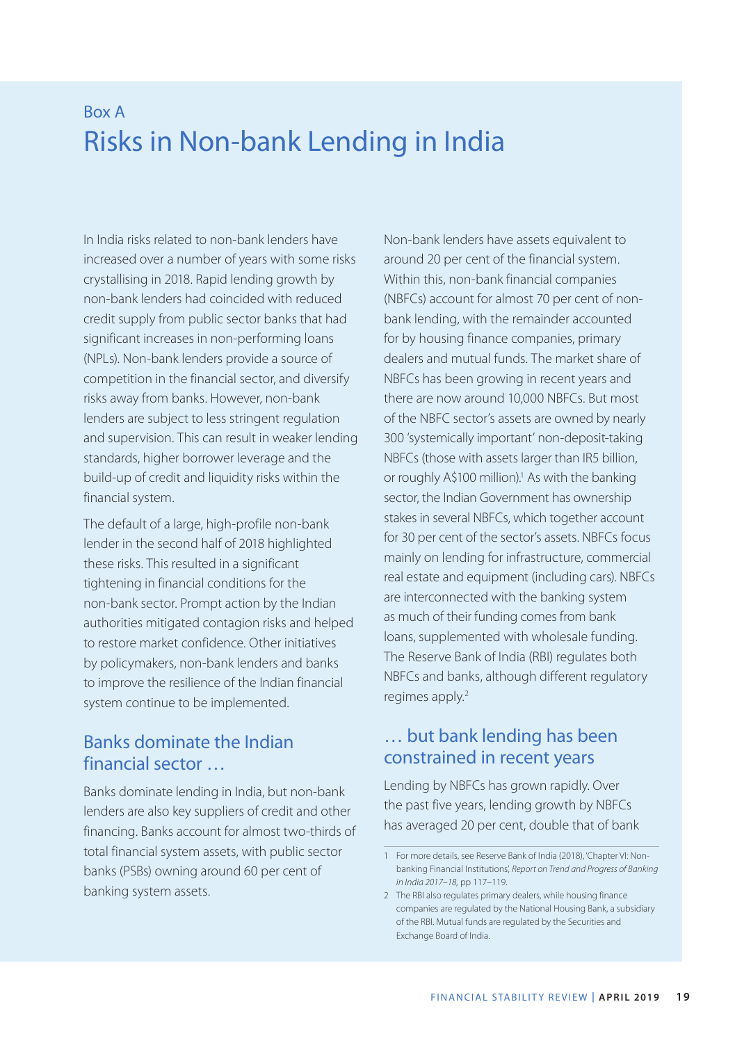Box A

# Risks in Non-bank Lending in India

In India risks related to non-bank lenders have increased over a number of years with some risks crystallising in 2018. Rapid lending growth by non-bank lenders had coincided with reduced credit supply from public sector banks that had significant increases in non-performing loans (NPLs). Non-bank lenders provide a source of competition in the financial sector, and diversify risks away from banks. However, non-bank lenders are subject to less stringent regulation and supervision. This can result in weaker lending standards, higher borrower leverage and the build-up of credit and liquidity risks within the financial system.

The default of a large, high-profile non-bank lender in the second half of 2018 highlighted these risks. This resulted in a significant tightening in financial conditions for the non-bank sector. Prompt action by the Indian authorities mitigated contagion risks and helped to restore market confidence. Other initiatives by policymakers, non-bank lenders and banks to improve the resilience of the Indian financial system continue to be implemented.

## Banks dominate the Indian financial sector …

Banks dominate lending in India, but non-bank lenders are also key suppliers of credit and other financing. Banks account for almost two-thirds of total financial system assets, with public sector banks (PSBs) owning around 60 per cent of banking system assets.

Non-bank lenders have assets equivalent to around 20 per cent of the financial system. Within this, non-bank financial companies (NBFCs) account for almost 70 per cent of non-bank lending, with the remainder accounted for by housing finance companies, primary dealers and mutual funds. The market share of NBFCs has been growing in recent years and there are now around 10,000 NBFCs. But most of the NBFC sector's assets are owned by nearly 300 'systemically important' non-deposit-taking NBFCs (those with assets larger than IR5 billion, or roughly A$100 million).[1] As with the banking sector, the Indian Government has ownership stakes in several NBFCs, which together account for 30 per cent of the sector's assets. NBFCs focus mainly on lending for infrastructure, commercial real estate and equipment (including cars). NBFCs are interconnected with the banking system as much of their funding comes from bank loans, supplemented with wholesale funding. The Reserve Bank of India (RBI) regulates both NBFCs and banks, although different regulatory regimes apply.[2]

## … but bank lending has been constrained in recent years

Lending by NBFCs has grown rapidly. Over the past five years, lending growth by NBFCs has averaged 20 per cent, double that of bank

---

1 For more details, see Reserve Bank of India (2018), 'Chapter VI: Non-banking Financial Institutions', *Report on Trend and Progress of Banking in India 2017–18*, pp 117–119.

2 The RBI also regulates primary dealers, while housing finance companies are regulated by the National Housing Bank, a subsidiary of the RBI. Mutual funds are regulated by the Securities and Exchange Board of India.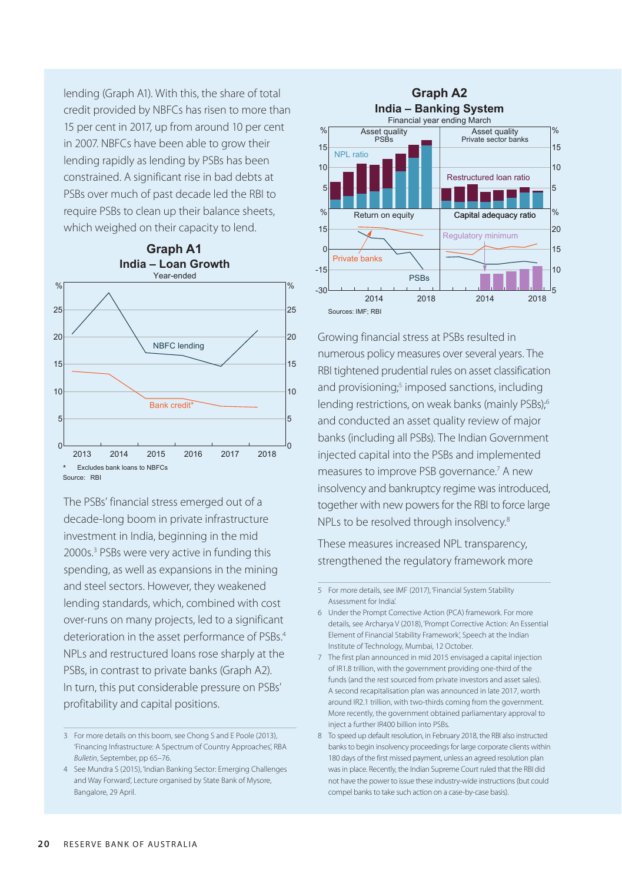lending (Graph A1). With this, the share of total credit provided by NBFCs has risen to more than 15 per cent in 2017, up from around 10 per cent in 2007. NBFCs have been able to grow their lending rapidly as lending by PSBs has been constrained. A significant rise in bad debts at PSBs over much of past decade led the RBI to require PSBs to clean up their balance sheets, which weighed on their capacity to lend.

**Graph A1**
**India – Loan Growth**
Year-ended

\* Excludes bank loans to NBFCs
Source: RBI

The PSBs' financial stress emerged out of a decade-long boom in private infrastructure investment in India, beginning in the mid 2000s.[3] PSBs were very active in funding this spending, as well as expansions in the mining and steel sectors. However, they weakened lending standards, which, combined with cost over-runs on many projects, led to a significant deterioration in the asset performance of PSBs.[4] NPLs and restructured loans rose sharply at the PSBs, in contrast to private banks (Graph A2). In turn, this put considerable pressure on PSBs' profitability and capital positions.

**Graph A2**
**India – Banking System**
Financial year ending March

Sources: IMF; RBI

Growing financial stress at PSBs resulted in numerous policy measures over several years. The RBI tightened prudential rules on asset classification and provisioning;[5] imposed sanctions, including lending restrictions, on weak banks (mainly PSBs);[6] and conducted an asset quality review of major banks (including all PSBs). The Indian Government injected capital into the PSBs and implemented measures to improve PSB governance.[7] A new insolvency and bankruptcy regime was introduced, together with new powers for the RBI to force large NPLs to be resolved through insolvency.[8]

These measures increased NPL transparency, strengthened the regulatory framework more

---

3 For more details on this boom, see Chong S and E Poole (2013), 'Financing Infrastructure: A Spectrum of Country Approaches', RBA *Bulletin*, September, pp 65–76.

4 See Mundra S (2015), 'Indian Banking Sector: Emerging Challenges and Way Forward', Lecture organised by State Bank of Mysore, Bangalore, 29 April.

5 For more details, see IMF (2017), 'Financial System Stability Assessment for India'.

6 Under the Prompt Corrective Action (PCA) framework. For more details, see Archarya V (2018), 'Prompt Corrective Action: An Essential Element of Financial Stability Framework', Speech at the Indian Institute of Technology, Mumbai, 12 October.

7 The first plan announced in mid 2015 envisaged a capital injection of IR1.8 trillion, with the government providing one-third of the funds (and the rest sourced from private investors and asset sales). A second recapitalisation plan was announced in late 2017, worth around IR2.1 trillion, with two-thirds coming from the government. More recently, the government obtained parliamentary approval to inject a further IR400 billion into PSBs.

8 To speed up default resolution, in February 2018, the RBI also instructed banks to begin insolvency proceedings for large corporate clients within 180 days of the first missed payment, unless an agreed resolution plan was in place. Recently, the Indian Supreme Court ruled that the RBI did not have the power to issue these industry-wide instructions (but could compel banks to take such action on a case-by-case basis).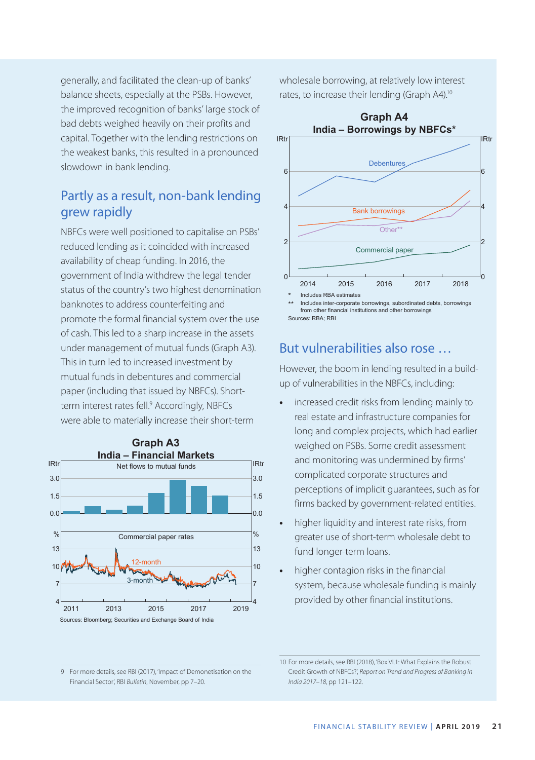generally, and facilitated the clean-up of banks' balance sheets, especially at the PSBs. However, the improved recognition of banks' large stock of bad debts weighed heavily on their profits and capital. Together with the lending restrictions on the weakest banks, this resulted in a pronounced slowdown in bank lending.

## Partly as a result, non-bank lending grew rapidly

NBFCs were well positioned to capitalise on PSBs' reduced lending as it coincided with increased availability of cheap funding. In 2016, the government of India withdrew the legal tender status of the country's two highest denomination banknotes to address counterfeiting and promote the formal financial system over the use of cash. This led to a sharp increase in the assets under management of mutual funds (Graph A3). This in turn led to increased investment by mutual funds in debentures and commercial paper (including that issued by NBFCs). Short-term interest rates fell.[9] Accordingly, NBFCs were able to materially increase their short-term wholesale borrowing, at relatively low interest rates, to increase their lending (Graph A4).[10]

**Graph A3**
**India – Financial Markets**

Sources: Bloomberg; Securities and Exchange Board of India

**Graph A4**
**India – Borrowings by NBFCs***

\* Includes RBA estimates
\*\* Includes inter-corporate borrowings, subordinated debts, borrowings from other financial institutions and other borrowings
Sources: RBA; RBI

## But vulnerabilities also rose …

However, the boom in lending resulted in a build-up of vulnerabilities in the NBFCs, including:

- increased credit risks from lending mainly to real estate and infrastructure companies for long and complex projects, which had earlier weighed on PSBs. Some credit assessment and monitoring was undermined by firms' complicated corporate structures and perceptions of implicit guarantees, such as for firms backed by government-related entities.
- higher liquidity and interest rate risks, from greater use of short-term wholesale debt to fund longer-term loans.
- higher contagion risks in the financial system, because wholesale funding is mainly provided by other financial institutions.

---

9 For more details, see RBI (2017), 'Impact of Demonetisation on the Financial Sector', RBI *Bulletin*, November, pp 7–20.

10 For more details, see RBI (2018), 'Box VI.1: What Explains the Robust Credit Growth of NBFCs?', *Report on Trend and Progress of Banking in India 2017–18*, pp 121–122.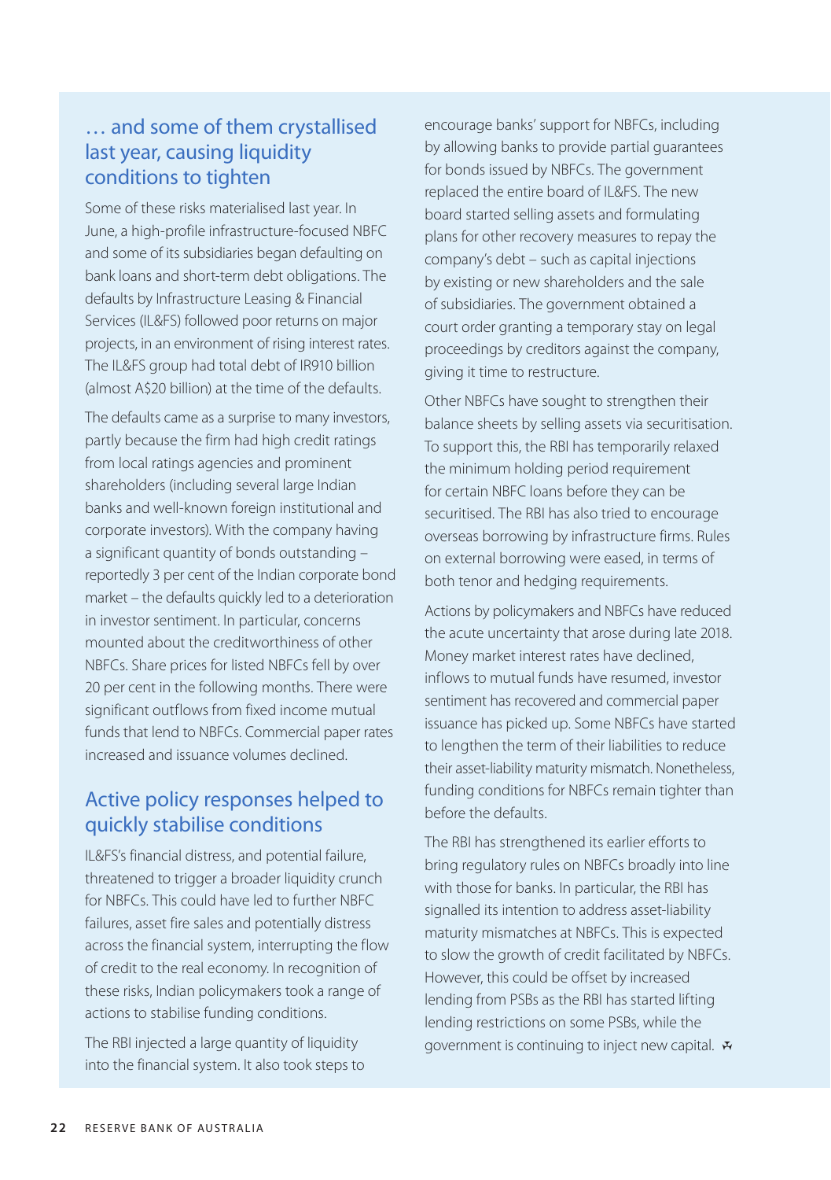## … and some of them crystallised last year, causing liquidity conditions to tighten

Some of these risks materialised last year. In June, a high-profile infrastructure-focused NBFC and some of its subsidiaries began defaulting on bank loans and short-term debt obligations. The defaults by Infrastructure Leasing & Financial Services (IL&FS) followed poor returns on major projects, in an environment of rising interest rates. The IL&FS group had total debt of IR910 billion (almost A$20 billion) at the time of the defaults.

The defaults came as a surprise to many investors, partly because the firm had high credit ratings from local ratings agencies and prominent shareholders (including several large Indian banks and well-known foreign institutional and corporate investors). With the company having a significant quantity of bonds outstanding – reportedly 3 per cent of the Indian corporate bond market – the defaults quickly led to a deterioration in investor sentiment. In particular, concerns mounted about the creditworthiness of other NBFCs. Share prices for listed NBFCs fell by over 20 per cent in the following months. There were significant outflows from fixed income mutual funds that lend to NBFCs. Commercial paper rates increased and issuance volumes declined.

## Active policy responses helped to quickly stabilise conditions

IL&FS's financial distress, and potential failure, threatened to trigger a broader liquidity crunch for NBFCs. This could have led to further NBFC failures, asset fire sales and potentially distress across the financial system, interrupting the flow of credit to the real economy. In recognition of these risks, Indian policymakers took a range of actions to stabilise funding conditions.

The RBI injected a large quantity of liquidity into the financial system. It also took steps to encourage banks' support for NBFCs, including by allowing banks to provide partial guarantees for bonds issued by NBFCs. The government replaced the entire board of IL&FS. The new board started selling assets and formulating plans for other recovery measures to repay the company's debt – such as capital injections by existing or new shareholders and the sale of subsidiaries. The government obtained a court order granting a temporary stay on legal proceedings by creditors against the company, giving it time to restructure.

Other NBFCs have sought to strengthen their balance sheets by selling assets via securitisation. To support this, the RBI has temporarily relaxed the minimum holding period requirement for certain NBFC loans before they can be securitised. The RBI has also tried to encourage overseas borrowing by infrastructure firms. Rules on external borrowing were eased, in terms of both tenor and hedging requirements.

Actions by policymakers and NBFCs have reduced the acute uncertainty that arose during late 2018. Money market interest rates have declined, inflows to mutual funds have resumed, investor sentiment has recovered and commercial paper issuance has picked up. Some NBFCs have started to lengthen the term of their liabilities to reduce their asset-liability maturity mismatch. Nonetheless, funding conditions for NBFCs remain tighter than before the defaults.

The RBI has strengthened its earlier efforts to bring regulatory rules on NBFCs broadly into line with those for banks. In particular, the RBI has signalled its intention to address asset-liability maturity mismatches at NBFCs. This is expected to slow the growth of credit facilitated by NBFCs. However, this could be offset by increased lending from PSBs as the RBI has started lifting lending restrictions on some PSBs, while the government is continuing to inject new capital.